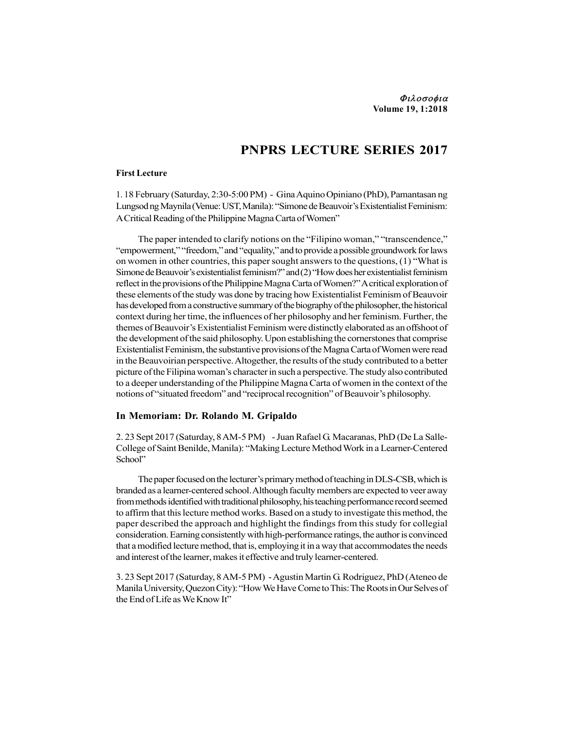# PNPRS LECTURE SERIES 2017

**First Lecture**

1. 18 February (Saturday, 2:30-5:00 PM) - Gina Aquino Opiniano (PhD), Pamantasan ng Lungsod ng Maynila (Venue: UST, Manila): "Simone de Beauvoir's Existentialist Feminism: A Critical Reading of the Philippine Magna Carta of Women"

The paper intended to clarify notions on the "Filipino woman," "transcendence," "empowerment," "freedom," and "equality," and to provide a possible groundwork for laws on women in other countries, this paper sought answers to the questions, (1) "What is Simone de Beauvoir's existentialist feminism?" and (2) "How does her existentialist feminism reflect in the provisions of the Philippine Magna Carta of Women?" A critical exploration of these elements of the study was done by tracing how Existentialist Feminism of Beauvoir has developed from a constructive summary of the biography of the philosopher, the historical context during her time, the influences of her philosophy and her feminism. Further, the themes of Beauvoir's Existentialist Feminism were distinctly elaborated as an offshoot of the development of the said philosophy. Upon establishing the cornerstones that comprise Existentialist Feminism, the substantive provisions of the Magna Carta of Women were read in the Beauvoirian perspective. Altogether, the results of the study contributed to a better picture of the Filipina woman's character in such a perspective. The study also contributed to a deeper understanding of the Philippine Magna Carta of women in the context of the notions of "situated freedom" and "reciprocal recognition" of Beauvoir's philosophy.

## In Memoriam: Dr. Rolando M. Gripaldo

2. 23 Sept 2017 (Saturday, 8 AM-5 PM) - Juan Rafael G. Macaranas, PhD (De La Salle-College of Saint Benilde, Manila): "Making Lecture Method Work in a Learner-Centered School"

The paper focused on the lecturer's primary method of teaching in DLS-CSB, which is branded as a learner-centered school. Although faculty members are expected to veer away from methods identified with traditional philosophy, his teaching performance record seemed to affirm that this lecture method works. Based on a study to investigate this method, the paper described the approach and highlight the findings from this study for collegial consideration. Earning consistently with high-performance ratings, the author is convinced that a modified lecture method, that is, employing it in a way that accommodates the needs and interest of the learner, makes it effective and truly learner-centered.

3. 23 Sept 2017 (Saturday, 8 AM-5 PM) - Agustin Martin G. Rodriguez, PhD (Ateneo de Manila University, Quezon City): "How We Have Come to This: The Roots in Our Selves of the End of Life as We Know It"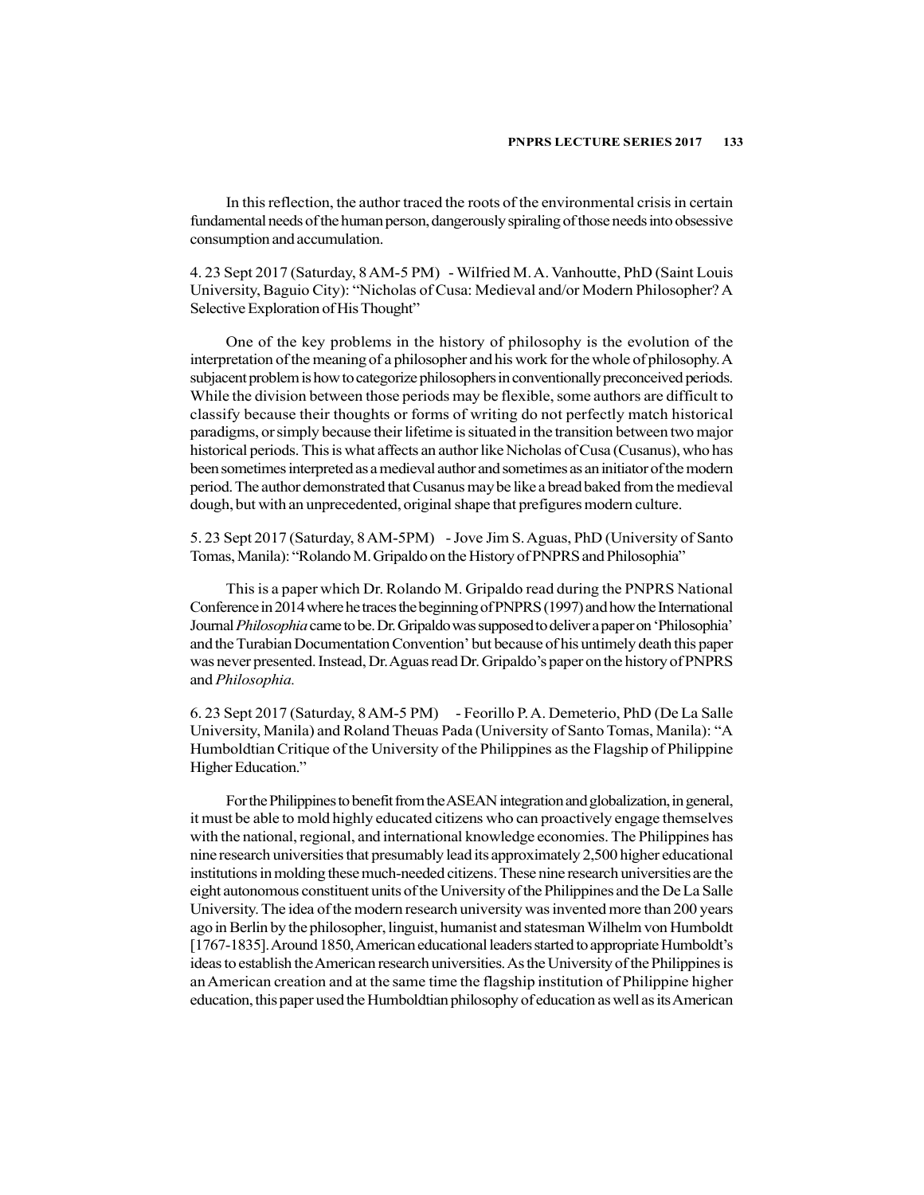In this reflection, the author traced the roots of the environmental crisis in certain fundamental needs of the human person, dangerously spiraling of those needs into obsessive consumption and accumulation.

4. 23 Sept 2017 (Saturday, 8 AM-5 PM) - Wilfried M. A. Vanhoutte, PhD (Saint Louis University, Baguio City): "Nicholas of Cusa: Medieval and/or Modern Philosopher? A Selective Exploration of His Thought"

One of the key problems in the history of philosophy is the evolution of the interpretation of the meaning of a philosopher and his work for the whole of philosophy. A subjacent problem is how to categorize philosophers in conventionally preconceived periods. While the division between those periods may be flexible, some authors are difficult to classify because their thoughts or forms of writing do not perfectly match historical paradigms, or simply because their lifetime is situated in the transition between two major historical periods. This is what affects an author like Nicholas of Cusa (Cusanus), who has been sometimes interpreted as a medieval author and sometimes as an initiator of the modern period. The author demonstrated that Cusanus may be like a bread baked from the medieval dough, but with an unprecedented, original shape that prefigures modern culture.

5. 23 Sept 2017 (Saturday, 8 AM-5PM) - Jove Jim S. Aguas, PhD (University of Santo Tomas, Manila): "Rolando M. Gripaldo on the History of PNPRS and Philosophia"

This is a paper which Dr. Rolando M. Gripaldo read during the PNPRS National Conference in 2014 where he traces the beginning of PNPRS (1997) and how the International Journal *Philosophia* came to be. Dr. Gripaldo was supposed to deliver a paper on 'Philosophia' and the Turabian Documentation Convention' but because of his untimely death this paper was never presented. Instead, Dr. Aguas read Dr. Gripaldo's paper on the history of PNPRS and *Philosophia.*

6. 23 Sept 2017 (Saturday, 8 AM-5 PM) - Feorillo P. A. Demeterio, PhD (De La Salle University, Manila) and Roland Theuas Pada (University of Santo Tomas, Manila): "A Humboldtian Critique of the University of the Philippines as the Flagship of Philippine Higher Education."

For the Philippines to benefit from the ASEAN integration and globalization, in general, it must be able to mold highly educated citizens who can proactively engage themselves with the national, regional, and international knowledge economies. The Philippines has nine research universities that presumably lead its approximately 2,500 higher educational institutions in molding these much-needed citizens. These nine research universities are the eight autonomous constituent units of the University of the Philippines and the De La Salle University. The idea of the modern research university was invented more than 200 years ago in Berlin by the philosopher, linguist, humanist and statesman Wilhelm von Humboldt [1767-1835]. Around 1850, American educational leaders started to appropriate Humboldt's ideas to establish the American research universities. As the University of the Philippines is an American creation and at the same time the flagship institution of Philippine higher education, this paper used the Humboldtian philosophy of education as well as its American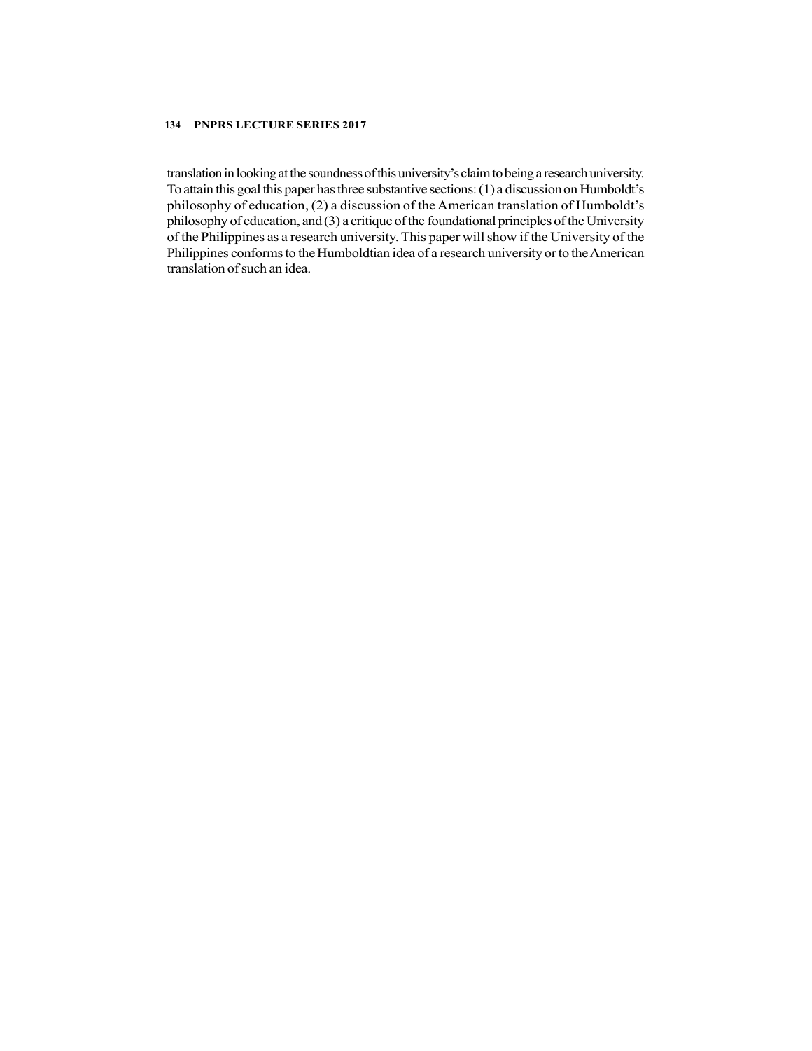translation in looking at the soundness of this university's claim to being a research university. To attain this goal this paper has three substantive sections: (1) a discussion on Humboldt's philosophy of education, (2) a discussion of the American translation of Humboldt's philosophy of education, and (3) a critique of the foundational principles of the University of the Philippines as a research university. This paper will show if the University of the Philippines conforms to the Humboldtian idea of a research university or to the American translation of such an idea.